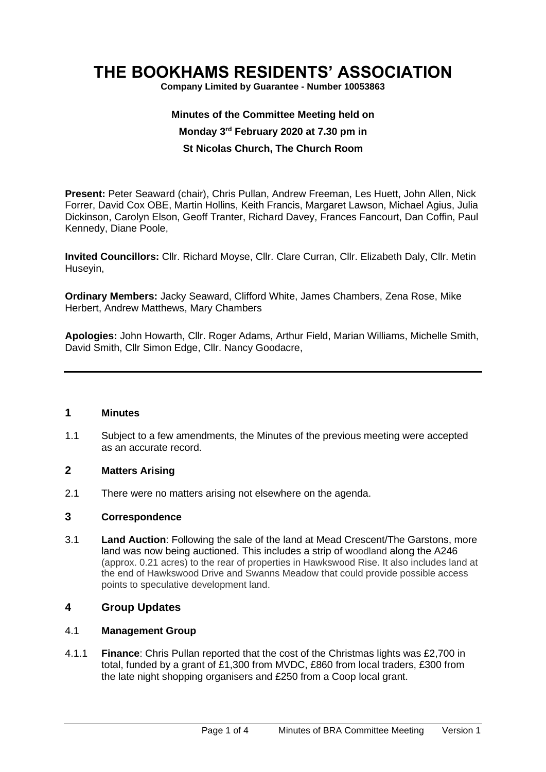# THE BOOKHAMS RESIDENTS' ASSOCIATION

**Company Limited by Guarantee - Number 10053863**

**Minutes of the Committee Meeting held on**

**Monday 3rd February 2020 at 7.30 pm in**

**St Nicolas Church, The Church Room**

**Present:** Peter Seaward (chair), Chris Pullan, Andrew Freeman, Les Huett, John Allen, Nick Forrer, David Cox OBE, Martin Hollins, Keith Francis, Margaret Lawson, Michael Agius, Julia Dickinson, Carolyn Elson, Geoff Tranter, Richard Davey, Frances Fancourt, Dan Coffin, Paul Kennedy, Diane Poole,

**Invited Councillors:** Cllr. Richard Moyse, Cllr. Clare Curran, Cllr. Elizabeth Daly, Cllr. Metin Huseyin,

**Ordinary Members:** Jacky Seaward, Clifford White, James Chambers, Zena Rose, Mike Herbert, Andrew Matthews, Mary Chambers

**Apologies:** John Howarth, Cllr. Roger Adams, Arthur Field, Marian Williams, Michelle Smith, David Smith, Cllr Simon Edge, Cllr. Nancy Goodacre,

---

## 1 Minutes

1.1 Subject to a few amendments, the Minutes of the previous meeting were accepted as an accurate record.

## 2 Matters Arising

2.1 There were no matters arising not elsewhere on the agenda.

## 3 Correspondence

3.1 **Land Auction**: Following the sale of the land at Mead Crescent/The Garstons, more land was now being auctioned. This includes a strip of woodland along the A246 (approx. 0.21 acres) to the rear of properties in Hawkswood Rise. It also includes land at the end of Hawkswood Drive and Swanns Meadow that could provide possible access points to speculative development land.

## 4 Group Updates

### 4.1 Management Group

4.1.1 **Finance**: Chris Pullan reported that the cost of the Christmas lights was £2,700 in total, funded by a grant of £1,300 from MVDC, £860 from local traders, £300 from the late night shopping organisers and £250 from a Coop local grant.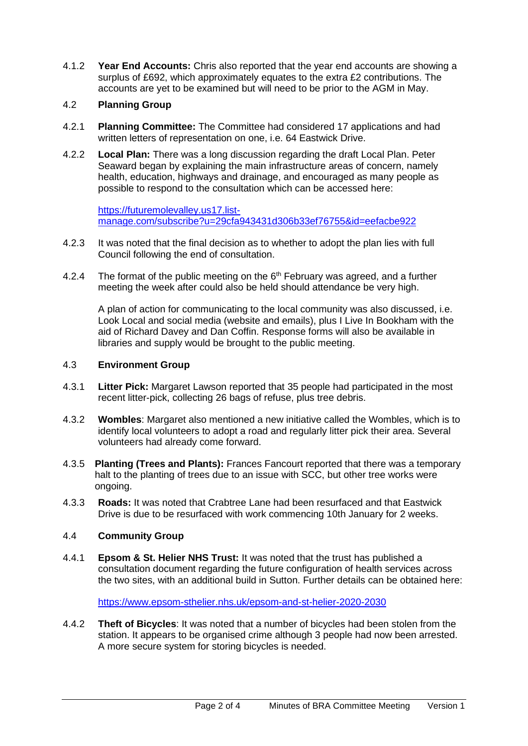4.1.2 **Year End Accounts:** Chris also reported that the year end accounts are showing a surplus of £692, which approximately equates to the extra £2 contributions. The accounts are yet to be examined but will need to be prior to the AGM in May.

### 4.2 Planning Group

4.2.1 **Planning Committee:** The Committee had considered 17 applications and had written letters of representation on one, i.e. 64 Eastwick Drive.

4.2.2 **Local Plan:** There was a long discussion regarding the draft Local Plan. Peter Seaward began by explaining the main infrastructure areas of concern, namely health, education, highways and drainage, and encouraged as many people as possible to respond to the consultation which can be accessed here:

[https://futuremolevalley.us17.list-manage.com/subscribe?u=29cfa943431d306b33ef76755&id=eefacbe922](https://futuremolevalley.us17.list-manage.com/subscribe?u=29cfa943431d306b33ef76755&id=eefacbe922)

4.2.3 It was noted that the final decision as to whether to adopt the plan lies with full Council following the end of consultation.

4.2.4 The format of the public meeting on the 6th February was agreed, and a further meeting the week after could also be held should attendance be very high.

A plan of action for communicating to the local community was also discussed, i.e. Look Local and social media (website and emails), plus I Live In Bookham with the aid of Richard Davey and Dan Coffin. Response forms will also be available in libraries and supply would be brought to the public meeting.

### 4.3 Environment Group

4.3.1 **Litter Pick:** Margaret Lawson reported that 35 people had participated in the most recent litter-pick, collecting 26 bags of refuse, plus tree debris.

4.3.2 **Wombles**: Margaret also mentioned a new initiative called the Wombles, which is to identify local volunteers to adopt a road and regularly litter pick their area. Several volunteers had already come forward.

4.3.5 **Planting (Trees and Plants):** Frances Fancourt reported that there was a temporary halt to the planting of trees due to an issue with SCC, but other tree works were ongoing.

4.3.3 **Roads:** It was noted that Crabtree Lane had been resurfaced and that Eastwick Drive is due to be resurfaced with work commencing 10th January for 2 weeks.

### 4.4 Community Group

4.4.1 **Epsom & St. Helier NHS Trust:** It was noted that the trust has published a consultation document regarding the future configuration of health services across the two sites, with an additional build in Sutton. Further details can be obtained here:

[https://www.epsom-sthelier.nhs.uk/epsom-and-st-helier-2020-2030](https://www.epsom-sthelier.nhs.uk/epsom-and-st-helier-2020-2030)

4.4.2 **Theft of Bicycles**: It was noted that a number of bicycles had been stolen from the station. It appears to be organised crime although 3 people had now been arrested. A more secure system for storing bicycles is needed.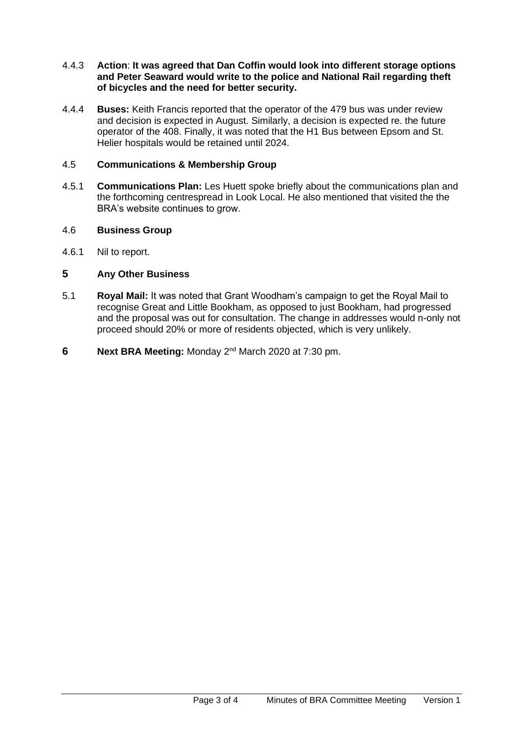4.4.3 **Action**: **It was agreed that Dan Coffin would look into different storage options and Peter Seaward would write to the police and National Rail regarding theft of bicycles and the need for better security.**

4.4.4 **Buses:** Keith Francis reported that the operator of the 479 bus was under review and decision is expected in August. Similarly, a decision is expected re. the future operator of the 408. Finally, it was noted that the H1 Bus between Epsom and St. Helier hospitals would be retained until 2024.

### 4.5 Communications & Membership Group

4.5.1 **Communications Plan:** Les Huett spoke briefly about the communications plan and the forthcoming centrespread in Look Local. He also mentioned that visited the the BRA's website continues to grow.

### 4.6 Business Group

4.6.1 Nil to report.

## 5 Any Other Business

5.1 **Royal Mail:** It was noted that Grant Woodham's campaign to get the Royal Mail to recognise Great and Little Bookham, as opposed to just Bookham, had progressed and the proposal was out for consultation. The change in addresses would n-only not proceed should 20% or more of residents objected, which is very unlikely.

## 6 Next BRA Meeting: Monday 2nd March 2020 at 7:30 pm.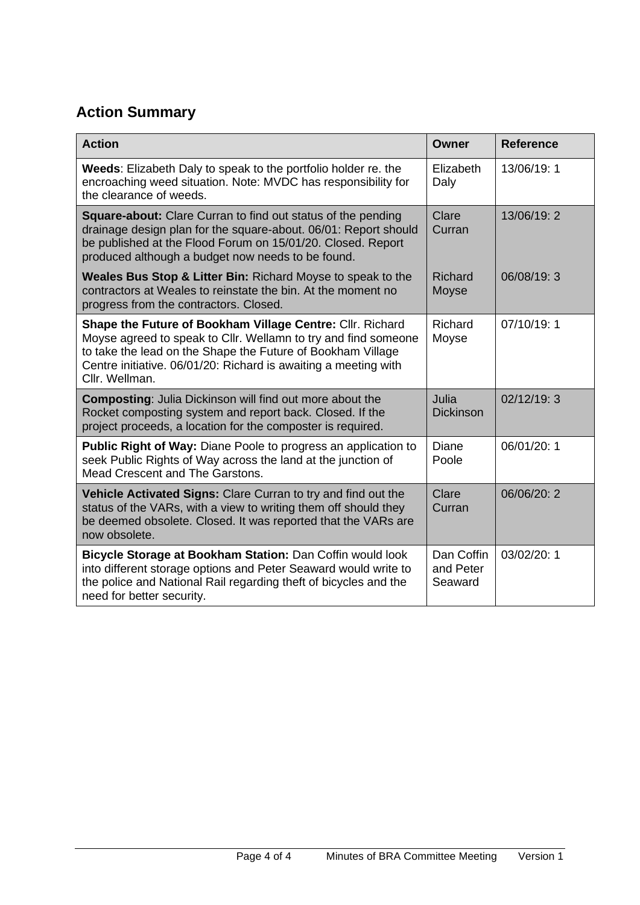## Action Summary

| Action | Owner | Reference |
|---|---|---|
| **Weeds**: Elizabeth Daly to speak to the portfolio holder re. the encroaching weed situation. Note: MVDC has responsibility for the clearance of weeds. | Elizabeth Daly | 13/06/19: 1 |
| **Square-about:** Clare Curran to find out status of the pending drainage design plan for the square-about. 06/01: Report should be published at the Flood Forum on 15/01/20. Closed. Report produced although a budget now needs to be found. | Clare Curran | 13/06/19: 2 |
| **Weales Bus Stop & Litter Bin:** Richard Moyse to speak to the contractors at Weales to reinstate the bin. At the moment no progress from the contractors. Closed. | Richard Moyse | 06/08/19: 3 |
| **Shape the Future of Bookham Village Centre:** Cllr. Richard Moyse agreed to speak to Cllr. Wellamn to try and find someone to take the lead on the Shape the Future of Bookham Village Centre initiative. 06/01/20: Richard is awaiting a meeting with Cllr. Wellman. | Richard Moyse | 07/10/19: 1 |
| **Composting**: Julia Dickinson will find out more about the Rocket composting system and report back. Closed. If the project proceeds, a location for the composter is required. | Julia Dickinson | 02/12/19: 3 |
| **Public Right of Way:** Diane Poole to progress an application to seek Public Rights of Way across the land at the junction of Mead Crescent and The Garstons. | Diane Poole | 06/01/20: 1 |
| **Vehicle Activated Signs:** Clare Curran to try and find out the status of the VARs, with a view to writing them off should they be deemed obsolete. Closed. It was reported that the VARs are now obsolete. | Clare Curran | 06/06/20: 2 |
| **Bicycle Storage at Bookham Station:** Dan Coffin would look into different storage options and Peter Seaward would write to the police and National Rail regarding theft of bicycles and the need for better security. | Dan Coffin and Peter Seaward | 03/02/20: 1 |